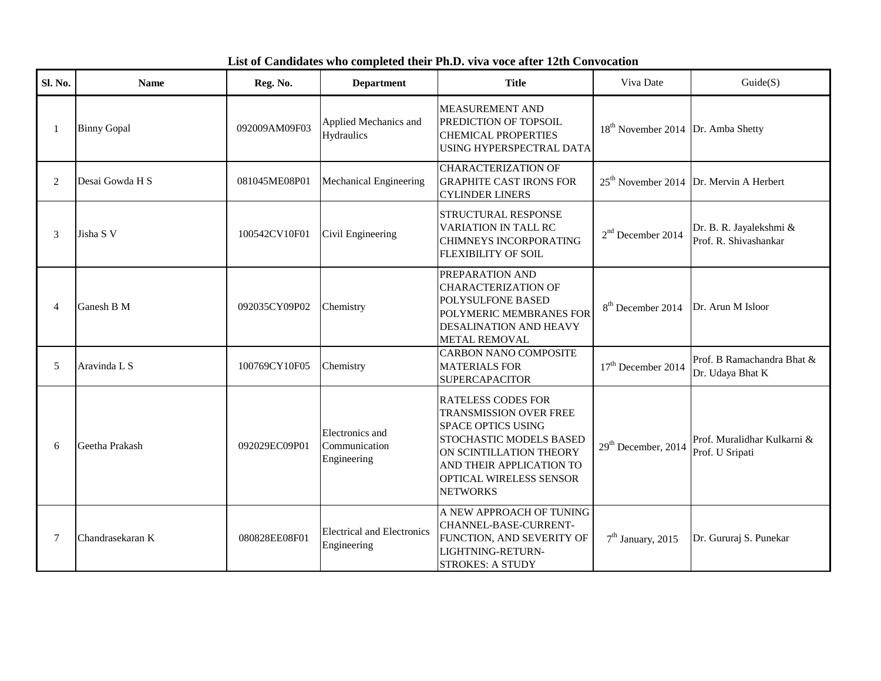**List of Candidates who completed their Ph.D. viva voce after 12th Convocation**

| Sl. No. | Name | Reg. No. | Department | Title | Viva Date | Guide(S) |
|---|---|---|---|---|---|---|
| 1 | Binny Gopal | 092009AM09F03 | Applied Mechanics and Hydraulics | MEASUREMENT AND PREDICTION OF TOPSOIL CHEMICAL PROPERTIES USING HYPERSPECTRAL DATA | 18th November 2014 | Dr. Amba Shetty |
| 2 | Desai Gowda H S | 081045ME08P01 | Mechanical Engineering | CHARACTERIZATION OF GRAPHITE CAST IRONS FOR CYLINDER LINERS | 25th November 2014 | Dr. Mervin A Herbert |
| 3 | Jisha S V | 100542CV10F01 | Civil Engineering | STRUCTURAL RESPONSE VARIATION IN TALL RC CHIMNEYS INCORPORATING FLEXIBILITY OF SOIL | 2nd December 2014 | Dr. B. R. Jayalekshmi & Prof. R. Shivashankar |
| 4 | Ganesh B M | 092035CY09P02 | Chemistry | PREPARATION AND CHARACTERIZATION OF POLYSULFONE BASED POLYMERIC MEMBRANES FOR DESALINATION AND HEAVY METAL REMOVAL | 8th December 2014 | Dr. Arun M Isloor |
| 5 | Aravinda L S | 100769CY10F05 | Chemistry | CARBON NANO COMPOSITE MATERIALS FOR SUPERCAPACITOR | 17th December 2014 | Prof. B Ramachandra Bhat & Dr. Udaya Bhat K |
| 6 | Geetha Prakash | 092029EC09P01 | Electronics and Communication Engineering | RATELESS CODES FOR TRANSMISSION OVER FREE SPACE OPTICS USING STOCHASTIC MODELS BASED ON SCINTILLATION THEORY AND THEIR APPLICATION TO OPTICAL WIRELESS SENSOR NETWORKS | 29th December, 2014 | Prof. Muralidhar Kulkarni & Prof. U Sripati |
| 7 | Chandrasekaran K | 080828EE08F01 | Electrical and Electronics Engineering | A NEW APPROACH OF TUNING CHANNEL-BASE-CURRENT-FUNCTION, AND SEVERITY OF LIGHTNING-RETURN-STROKES: A STUDY | 7th January, 2015 | Dr. Gururaj S. Punekar |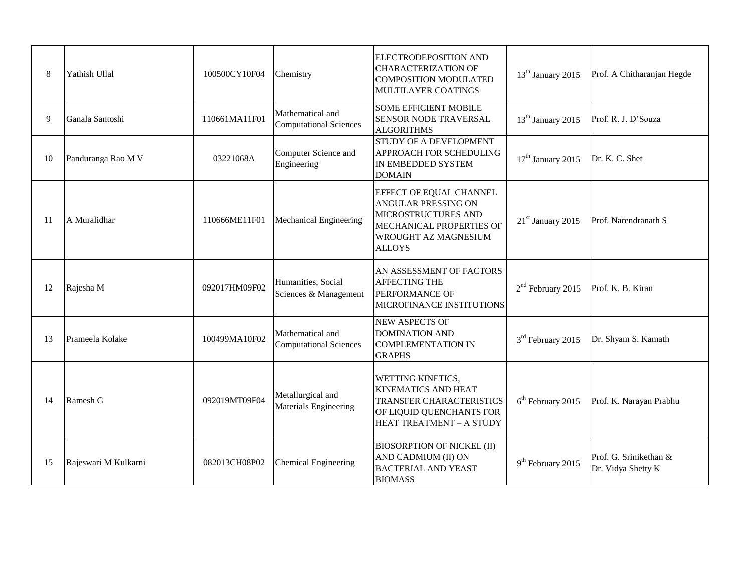| 8 | Yathish Ullal | 100500CY10F04 | Chemistry | ELECTRODEPOSITION AND CHARACTERIZATION OF COMPOSITION MODULATED MULTILAYER COATINGS | 13th January 2015 | Prof. A Chitharanjan Hegde |
|---|---|---|---|---|---|---|
| 9 | Ganala Santoshi | 110661MA11F01 | Mathematical and Computational Sciences | SOME EFFICIENT MOBILE SENSOR NODE TRAVERSAL ALGORITHMS | 13th January 2015 | Prof. R. J. D'Souza |
| 10 | Panduranga Rao M V | 03221068A | Computer Science and Engineering | STUDY OF A DEVELOPMENT APPROACH FOR SCHEDULING IN EMBEDDED SYSTEM DOMAIN | 17th January 2015 | Dr. K. C. Shet |
| 11 | A Muralidhar | 110666ME11F01 | Mechanical Engineering | EFFECT OF EQUAL CHANNEL ANGULAR PRESSING ON MICROSTRUCTURES AND MECHANICAL PROPERTIES OF WROUGHT AZ MAGNESIUM ALLOYS | 21st January 2015 | Prof. Narendranath S |
| 12 | Rajesha M | 092017HM09F02 | Humanities, Social Sciences & Management | AN ASSESSMENT OF FACTORS AFFECTING THE PERFORMANCE OF MICROFINANCE INSTITUTIONS | 2nd February 2015 | Prof. K. B. Kiran |
| 13 | Prameela Kolake | 100499MA10F02 | Mathematical and Computational Sciences | NEW ASPECTS OF DOMINATION AND COMPLEMENTATION IN GRAPHS | 3rd February 2015 | Dr. Shyam S. Kamath |
| 14 | Ramesh G | 092019MT09F04 | Metallurgical and Materials Engineering | WETTING KINETICS, KINEMATICS AND HEAT TRANSFER CHARACTERISTICS OF LIQUID QUENCHANTS FOR HEAT TREATMENT – A STUDY | 6th February 2015 | Prof. K. Narayan Prabhu |
| 15 | Rajeswari M Kulkarni | 082013CH08P02 | Chemical Engineering | BIOSORPTION OF NICKEL (II) AND CADMIUM (II) ON BACTERIAL AND YEAST BIOMASS | 9th February 2015 | Prof. G. Srinikethan & Dr. Vidya Shetty K |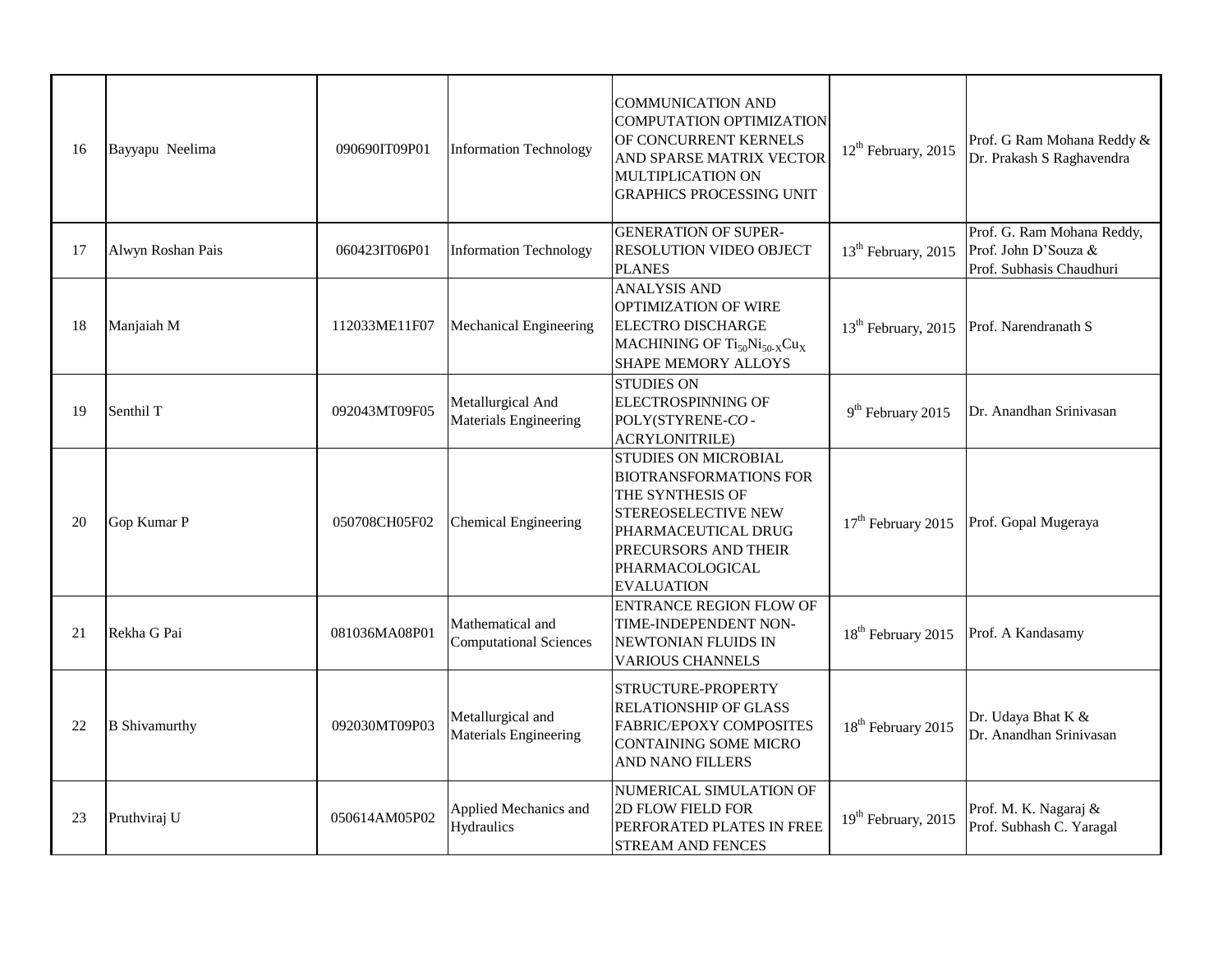| 16 | Bayyapu Neelima | 090690IT09P01 | Information Technology | COMMUNICATION AND COMPUTATION OPTIMIZATION OF CONCURRENT KERNELS AND SPARSE MATRIX VECTOR MULTIPLICATION ON GRAPHICS PROCESSING UNIT | $12^{th}$ February, 2015 | Prof. G Ram Mohana Reddy & Dr. Prakash S Raghavendra |
|---|---|---|---|---|---|---|
| 17 | Alwyn Roshan Pais | 060423IT06P01 | Information Technology | GENERATION OF SUPER-RESOLUTION VIDEO OBJECT PLANES | $13^{th}$ February, 2015 | Prof. G. Ram Mohana Reddy, Prof. John D'Souza & Prof. Subhasis Chaudhuri |
| 18 | Manjaiah M | 112033ME11F07 | Mechanical Engineering | ANALYSIS AND OPTIMIZATION OF WIRE ELECTRO DISCHARGE MACHINING OF $Ti_{50}Ni_{50-X}Cu_X$ SHAPE MEMORY ALLOYS | $13^{th}$ February, 2015 | Prof. Narendranath S |
| 19 | Senthil T | 092043MT09F05 | Metallurgical And Materials Engineering | STUDIES ON ELECTROSPINNING OF POLY(STYRENE-*CO*-ACRYLONITRILE) | $9^{th}$ February 2015 | Dr. Anandhan Srinivasan |
| 20 | Gop Kumar P | 050708CH05F02 | Chemical Engineering | STUDIES ON MICROBIAL BIOTRANSFORMATIONS FOR THE SYNTHESIS OF STEREOSELECTIVE NEW PHARMACEUTICAL DRUG PRECURSORS AND THEIR PHARMACOLOGICAL EVALUATION | $17^{th}$ February 2015 | Prof. Gopal Mugeraya |
| 21 | Rekha G Pai | 081036MA08P01 | Mathematical and Computational Sciences | ENTRANCE REGION FLOW OF TIME-INDEPENDENT NON-NEWTONIAN FLUIDS IN VARIOUS CHANNELS | $18^{th}$ February 2015 | Prof. A Kandasamy |
| 22 | B Shivamurthy | 092030MT09P03 | Metallurgical and Materials Engineering | STRUCTURE-PROPERTY RELATIONSHIP OF GLASS FABRIC/EPOXY COMPOSITES CONTAINING SOME MICRO AND NANO FILLERS | $18^{th}$ February 2015 | Dr. Udaya Bhat K & Dr. Anandhan Srinivasan |
| 23 | Pruthviraj U | 050614AM05P02 | Applied Mechanics and Hydraulics | NUMERICAL SIMULATION OF 2D FLOW FIELD FOR PERFORATED PLATES IN FREE STREAM AND FENCES | $19^{th}$ February, 2015 | Prof. M. K. Nagaraj & Prof. Subhash C. Yaragal |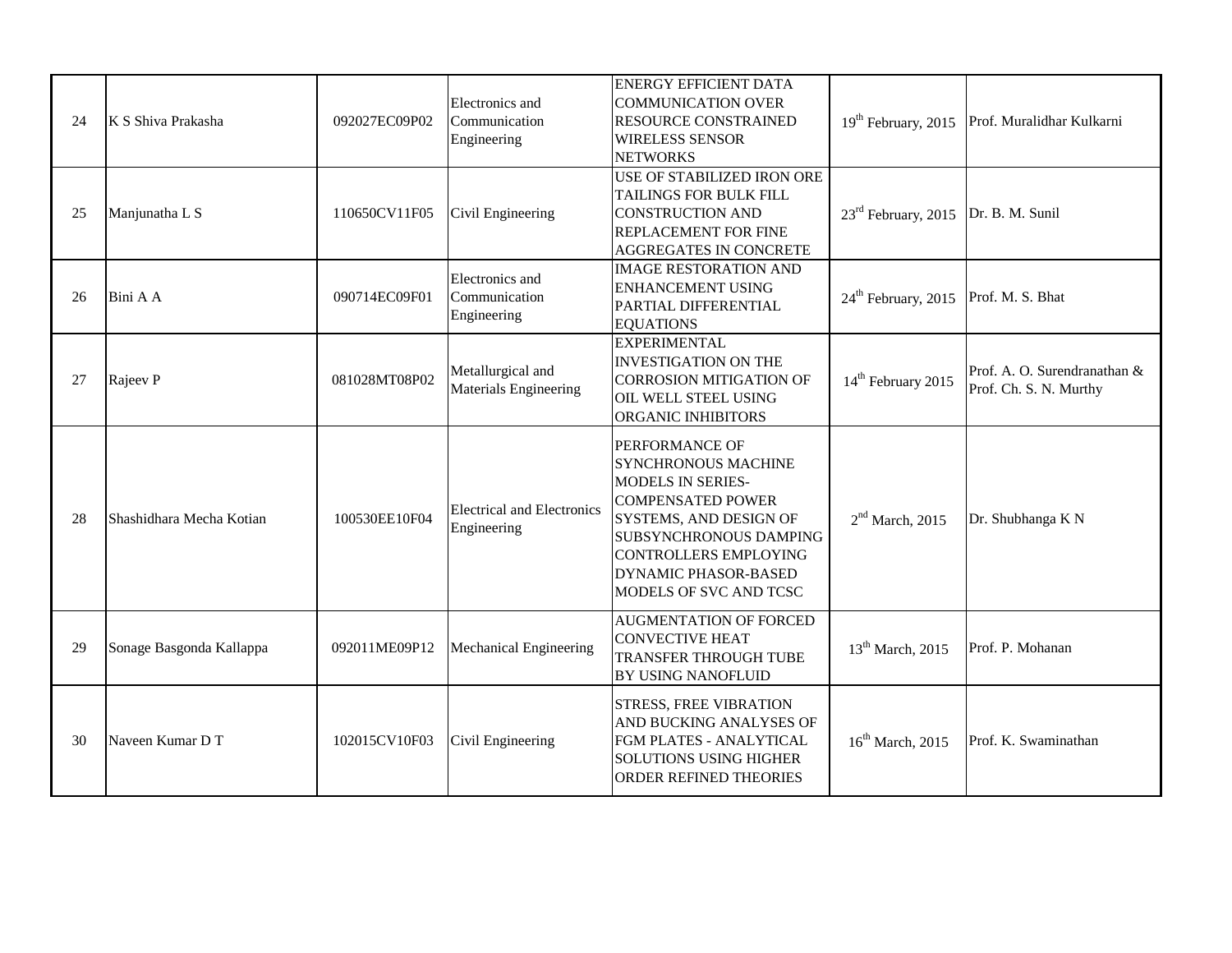| 24 | K S Shiva Prakasha | 092027EC09P02 | Electronics and Communication Engineering | ENERGY EFFICIENT DATA COMMUNICATION OVER RESOURCE CONSTRAINED WIRELESS SENSOR NETWORKS | 19th February, 2015 | Prof. Muralidhar Kulkarni |
|---|---|---|---|---|---|---|
| 25 | Manjunatha L S | 110650CV11F05 | Civil Engineering | USE OF STABILIZED IRON ORE TAILINGS FOR BULK FILL CONSTRUCTION AND REPLACEMENT FOR FINE AGGREGATES IN CONCRETE | 23rd February, 2015 | Dr. B. M. Sunil |
| 26 | Bini A A | 090714EC09F01 | Electronics and Communication Engineering | IMAGE RESTORATION AND ENHANCEMENT USING PARTIAL DIFFERENTIAL EQUATIONS | 24th February, 2015 | Prof. M. S. Bhat |
| 27 | Rajeev P | 081028MT08P02 | Metallurgical and Materials Engineering | EXPERIMENTAL INVESTIGATION ON THE CORROSION MITIGATION OF OIL WELL STEEL USING ORGANIC INHIBITORS | 14th February 2015 | Prof. A. O. Surendranathan & Prof. Ch. S. N. Murthy |
| 28 | Shashidhara Mecha Kotian | 100530EE10F04 | Electrical and Electronics Engineering | PERFORMANCE OF SYNCHRONOUS MACHINE MODELS IN SERIES-COMPENSATED POWER SYSTEMS, AND DESIGN OF SUBSYNCHRONOUS DAMPING CONTROLLERS EMPLOYING DYNAMIC PHASOR-BASED MODELS OF SVC AND TCSC | 2nd March, 2015 | Dr. Shubhanga K N |
| 29 | Sonage Basgonda Kallappa | 092011ME09P12 | Mechanical Engineering | AUGMENTATION OF FORCED CONVECTIVE HEAT TRANSFER THROUGH TUBE BY USING NANOFLUID | 13th March, 2015 | Prof. P. Mohanan |
| 30 | Naveen Kumar D T | 102015CV10F03 | Civil Engineering | STRESS, FREE VIBRATION AND BUCKING ANALYSES OF FGM PLATES - ANALYTICAL SOLUTIONS USING HIGHER ORDER REFINED THEORIES | 16th March, 2015 | Prof. K. Swaminathan |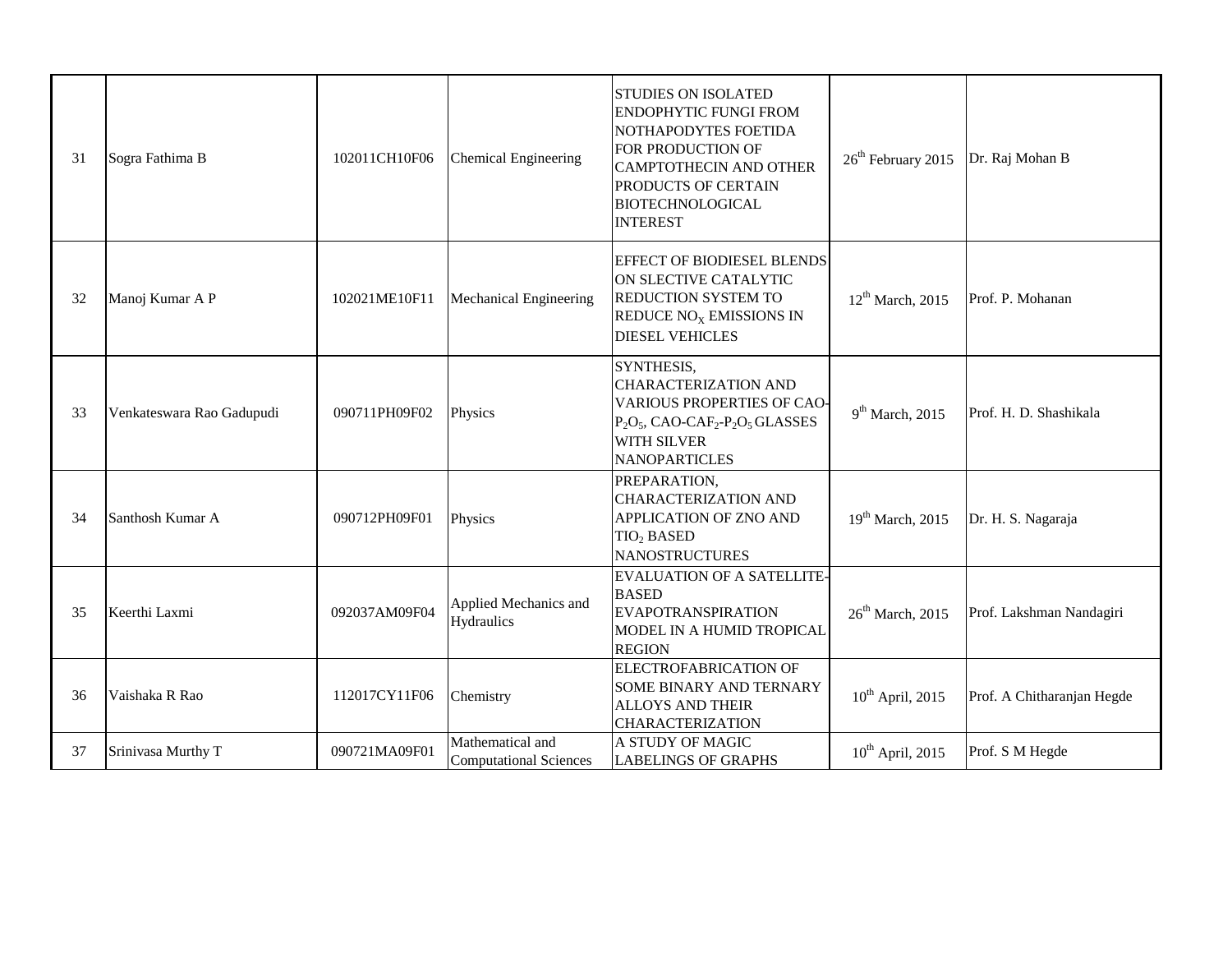| 31 | Sogra Fathima B | 102011CH10F06 | Chemical Engineering | STUDIES ON ISOLATED ENDOPHYTIC FUNGI FROM NOTHAPODYTES FOETIDA FOR PRODUCTION OF CAMPTOTHECIN AND OTHER PRODUCTS OF CERTAIN BIOTECHNOLOGICAL INTEREST | 26th February 2015 | Dr. Raj Mohan B |
|---|---|---|---|---|---|---|
| 32 | Manoj Kumar A P | 102021ME10F11 | Mechanical Engineering | EFFECT OF BIODIESEL BLENDS ON SLECTIVE CATALYTIC REDUCTION SYSTEM TO REDUCE $NO_X$ EMISSIONS IN DIESEL VEHICLES | 12th March, 2015 | Prof. P. Mohanan |
| 33 | Venkateswara Rao Gadupudi | 090711PH09F02 | Physics | SYNTHESIS, CHARACTERIZATION AND VARIOUS PROPERTIES OF CAO-$P_2O_5$, CAO-$CAF_2$-$P_2O_5$ GLASSES WITH SILVER NANOPARTICLES | 9th March, 2015 | Prof. H. D. Shashikala |
| 34 | Santhosh Kumar A | 090712PH09F01 | Physics | PREPARATION, CHARACTERIZATION AND APPLICATION OF ZNO AND $TIO_2$ BASED NANOSTRUCTURES | 19th March, 2015 | Dr. H. S. Nagaraja |
| 35 | Keerthi Laxmi | 092037AM09F04 | Applied Mechanics and Hydraulics | EVALUATION OF A SATELLITE-BASED EVAPOTRANSPIRATION MODEL IN A HUMID TROPICAL REGION | 26th March, 2015 | Prof. Lakshman Nandagiri |
| 36 | Vaishaka R Rao | 112017CY11F06 | Chemistry | ELECTROFABRICATION OF SOME BINARY AND TERNARY ALLOYS AND THEIR CHARACTERIZATION | 10th April, 2015 | Prof. A Chitharanjan Hegde |
| 37 | Srinivasa Murthy T | 090721MA09F01 | Mathematical and Computational Sciences | A STUDY OF MAGIC LABELINGS OF GRAPHS | 10th April, 2015 | Prof. S M Hegde |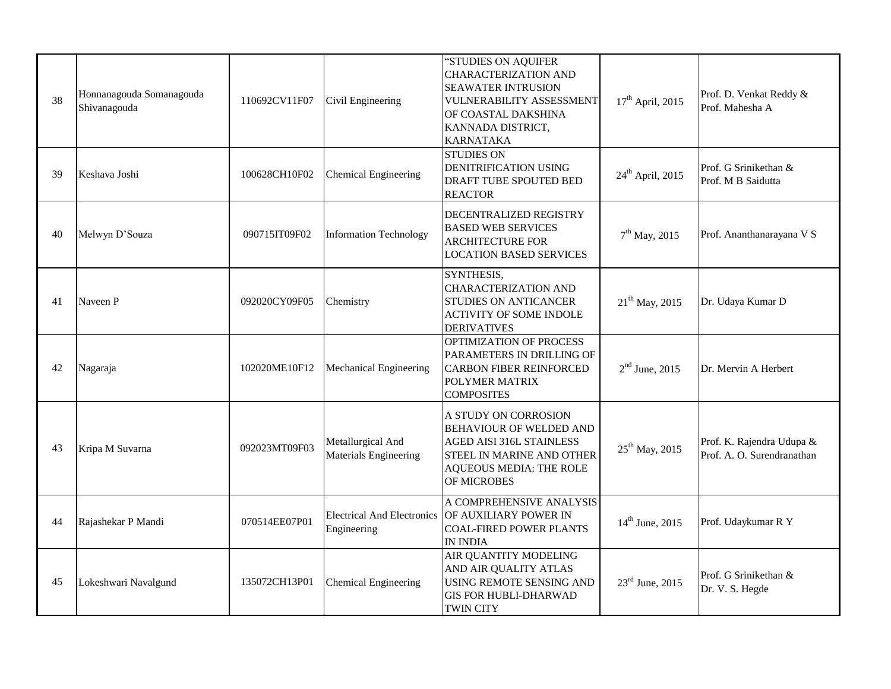| 38 | Honnanagouda Somanagouda Shivanagouda | 110692CV11F07 | Civil Engineering | "STUDIES ON AQUIFER CHARACTERIZATION AND SEAWATER INTRUSION VULNERABILITY ASSESSMENT OF COASTAL DAKSHINA KANNADA DISTRICT, KARNATAKA | 17th April, 2015 | Prof. D. Venkat Reddy & Prof. Mahesha A |
|---|---|---|---|---|---|---|
| 39 | Keshava Joshi | 100628CH10F02 | Chemical Engineering | STUDIES ON DENITRIFICATION USING DRAFT TUBE SPOUTED BED REACTOR | 24th April, 2015 | Prof. G Srinikethan & Prof. M B Saidutta |
| 40 | Melwyn D'Souza | 090715IT09F02 | Information Technology | DECENTRALIZED REGISTRY BASED WEB SERVICES ARCHITECTURE FOR LOCATION BASED SERVICES | 7th May, 2015 | Prof. Ananthanarayana V S |
| 41 | Naveen P | 092020CY09F05 | Chemistry | SYNTHESIS, CHARACTERIZATION AND STUDIES ON ANTICANCER ACTIVITY OF SOME INDOLE DERIVATIVES | 21th May, 2015 | Dr. Udaya Kumar D |
| 42 | Nagaraja | 102020ME10F12 | Mechanical Engineering | OPTIMIZATION OF PROCESS PARAMETERS IN DRILLING OF CARBON FIBER REINFORCED POLYMER MATRIX COMPOSITES | 2nd June, 2015 | Dr. Mervin A Herbert |
| 43 | Kripa M Suvarna | 092023MT09F03 | Metallurgical And Materials Engineering | A STUDY ON CORROSION BEHAVIOUR OF WELDED AND AGED AISI 316L STAINLESS STEEL IN MARINE AND OTHER AQUEOUS MEDIA: THE ROLE OF MICROBES | 25th May, 2015 | Prof. K. Rajendra Udupa & Prof. A. O. Surendranathan |
| 44 | Rajashekar P Mandi | 070514EE07P01 | Electrical And Electronics Engineering | A COMPREHENSIVE ANALYSIS OF AUXILIARY POWER IN COAL-FIRED POWER PLANTS IN INDIA | 14th June, 2015 | Prof. Udaykumar R Y |
| 45 | Lokeshwari Navalgund | 135072CH13P01 | Chemical Engineering | AIR QUANTITY MODELING AND AIR QUALITY ATLAS USING REMOTE SENSING AND GIS FOR HUBLI-DHARWAD TWIN CITY | 23rd June, 2015 | Prof. G Srinikethan & Dr. V. S. Hegde |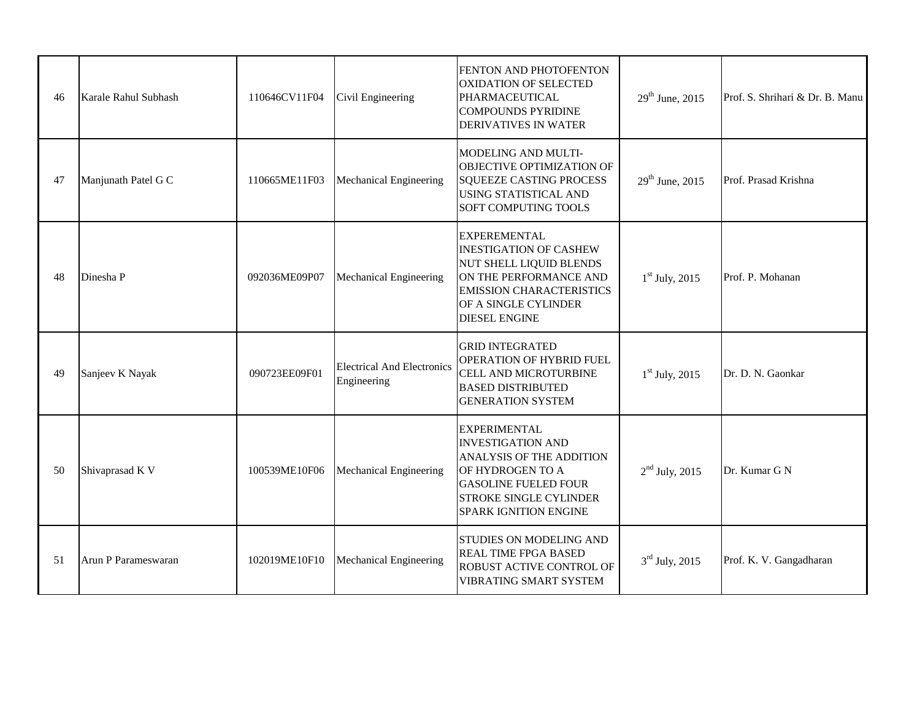| 46 | Karale Rahul Subhash | 110646CV11F04 | Civil Engineering | FENTON AND PHOTOFENTON OXIDATION OF SELECTED PHARMACEUTICAL COMPOUNDS PYRIDINE DERIVATIVES IN WATER | 29th June, 2015 | Prof. S. Shrihari & Dr. B. Manu |
|---|---|---|---|---|---|---|
| 47 | Manjunath Patel G C | 110665ME11F03 | Mechanical Engineering | MODELING AND MULTI-OBJECTIVE OPTIMIZATION OF SQUEEZE CASTING PROCESS USING STATISTICAL AND SOFT COMPUTING TOOLS | 29th June, 2015 | Prof. Prasad Krishna |
| 48 | Dinesha P | 092036ME09P07 | Mechanical Engineering | EXPEREMENTAL INESTIGATION OF CASHEW NUT SHELL LIQUID BLENDS ON THE PERFORMANCE AND EMISSION CHARACTERISTICS OF A SINGLE CYLINDER DIESEL ENGINE | 1st July, 2015 | Prof. P. Mohanan |
| 49 | Sanjeev K Nayak | 090723EE09F01 | Electrical And Electronics Engineering | GRID INTEGRATED OPERATION OF HYBRID FUEL CELL AND MICROTURBINE BASED DISTRIBUTED GENERATION SYSTEM | 1st July, 2015 | Dr. D. N. Gaonkar |
| 50 | Shivaprasad K V | 100539ME10F06 | Mechanical Engineering | EXPERIMENTAL INVESTIGATION AND ANALYSIS OF THE ADDITION OF HYDROGEN TO A GASOLINE FUELED FOUR STROKE SINGLE CYLINDER SPARK IGNITION ENGINE | 2nd July, 2015 | Dr. Kumar G N |
| 51 | Arun P Parameswaran | 102019ME10F10 | Mechanical Engineering | STUDIES ON MODELING AND REAL TIME FPGA BASED ROBUST ACTIVE CONTROL OF VIBRATING SMART SYSTEM | 3rd July, 2015 | Prof. K. V. Gangadharan |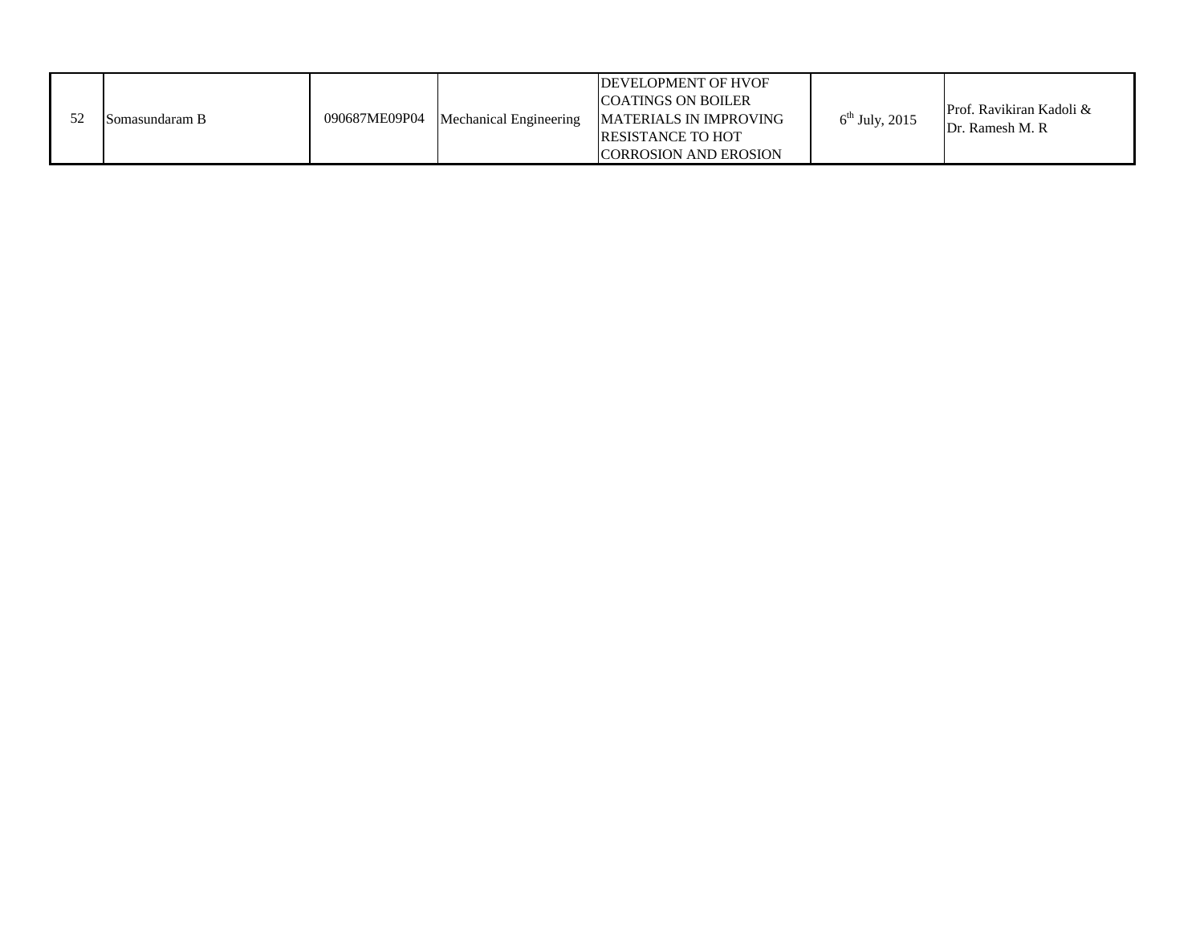| | | | | | | |
|---|---|---|---|---|---|---|
| 52 | Somasundaram B | 090687ME09P04 | Mechanical Engineering | DEVELOPMENT OF HVOF COATINGS ON BOILER MATERIALS IN IMPROVING RESISTANCE TO HOT CORROSION AND EROSION | 6th July, 2015 | Prof. Ravikiran Kadoli & Dr. Ramesh M. R |